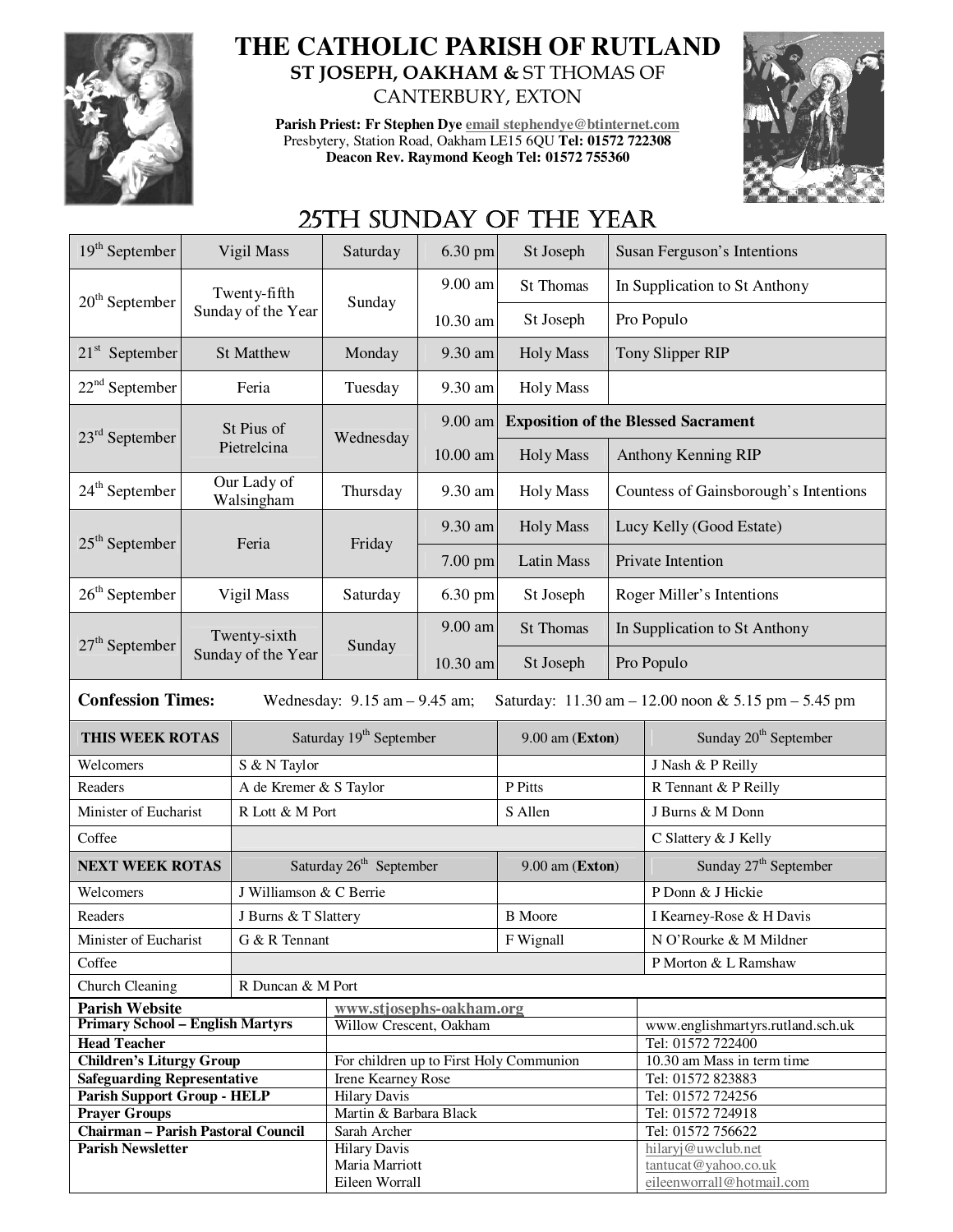# THE CATHOLIC PARISH OF RUTLAND

**ST JOSEPH, OAKHAM &** ST THOMAS OF CANTERBURY, EXTON

**Parish Priest: Fr Stephen Dye** email stephendye@btinternet.com
Presbytery, Station Road, Oakham LE15 6QU **Tel: 01572 722308**
**Deacon Rev. Raymond Keogh Tel: 01572 755360**

## 25TH SUNDAY OF THE YEAR

| Date | Celebration | Day | Time | Location | Intention |
|---|---|---|---|---|---|
| 19th September | Vigil Mass | Saturday | 6.30 pm | St Joseph | Susan Ferguson's Intentions |
| 20th September | Twenty-fifth Sunday of the Year | Sunday | 9.00 am | St Thomas | In Supplication to St Anthony |
| | | | 10.30 am | St Joseph | Pro Populo |
| 21st September | St Matthew | Monday | 9.30 am | Holy Mass | Tony Slipper RIP |
| 22nd September | Feria | Tuesday | 9.30 am | Holy Mass | |
| 23rd September | St Pius of Pietrelcina | Wednesday | 9.00 am | **Exposition of the Blessed Sacrament** | |
| | | | 10.00 am | Holy Mass | Anthony Kenning RIP |
| 24th September | Our Lady of Walsingham | Thursday | 9.30 am | Holy Mass | Countess of Gainsborough's Intentions |
| 25th September | Feria | Friday | 9.30 am | Holy Mass | Lucy Kelly (Good Estate) |
| | | | 7.00 pm | Latin Mass | Private Intention |
| 26th September | Vigil Mass | Saturday | 6.30 pm | St Joseph | Roger Miller's Intentions |
| 27th September | Twenty-sixth Sunday of the Year | Sunday | 9.00 am | St Thomas | In Supplication to St Anthony |
| | | | 10.30 am | St Joseph | Pro Populo |

**Confession Times:** Wednesday: 9.15 am – 9.45 am; Saturday: 11.30 am – 12.00 noon & 5.15 pm – 5.45 pm

| **THIS WEEK ROTAS** | Saturday 19th September | 9.00 am (**Exton**) | Sunday 20th September |
|---|---|---|---|
| Welcomers | S & N Taylor | | J Nash & P Reilly |
| Readers | A de Kremer & S Taylor | P Pitts | R Tennant & P Reilly |
| Minister of Eucharist | R Lott & M Port | S Allen | J Burns & M Donn |
| Coffee | | | C Slattery & J Kelly |
| **NEXT WEEK ROTAS** | Saturday 26th September | 9.00 am (**Exton**) | Sunday 27th September |
| Welcomers | J Williamson & C Berrie | | P Donn & J Hickie |
| Readers | J Burns & T Slattery | B Moore | I Kearney-Rose & H Davis |
| Minister of Eucharist | G & R Tennant | F Wignall | N O'Rourke & M Mildner |
| Coffee | | | P Morton & L Ramshaw |
| Church Cleaning | R Duncan & M Port | | |

| | | |
|---|---|---|
| **Parish Website** | www.stjosephs-oakham.org | |
| **Primary School – English Martyrs** | Willow Crescent, Oakham | www.englishmartyrs.rutland.sch.uk |
| **Head Teacher** | | Tel: 01572 722400 |
| **Children's Liturgy Group** | For children up to First Holy Communion | 10.30 am Mass in term time |
| **Safeguarding Representative** | Irene Kearney Rose | Tel: 01572 823883 |
| **Parish Support Group - HELP** | Hilary Davis | Tel: 01572 724256 |
| **Prayer Groups** | Martin & Barbara Black | Tel: 01572 724918 |
| **Chairman – Parish Pastoral Council** | Sarah Archer | Tel: 01572 756622 |
| **Parish Newsletter** | Hilary Davis<br>Maria Marriott<br>Eileen Worrall | hilaryj@uwclub.net<br>tantucat@yahoo.co.uk<br>eileenworrall@hotmail.com |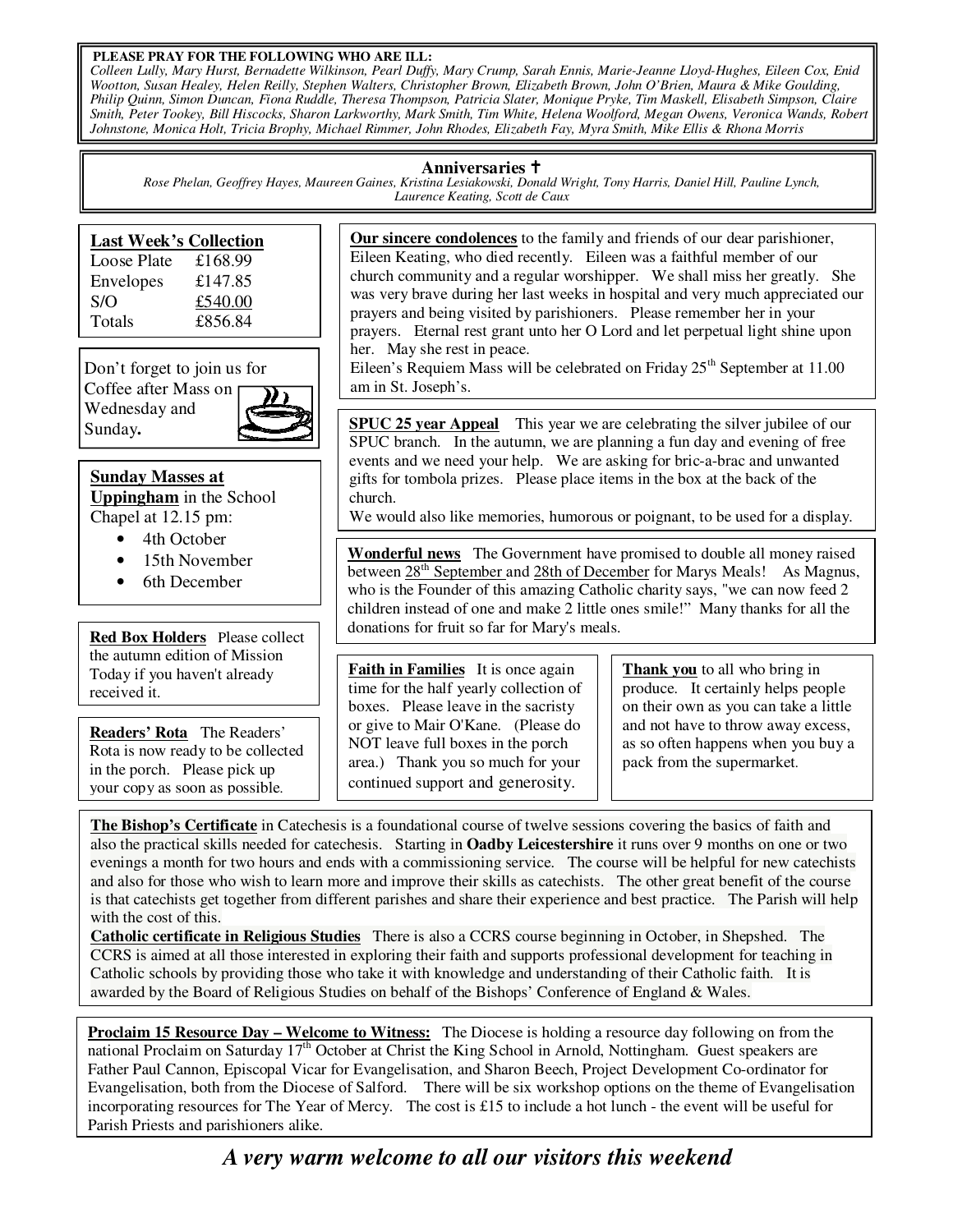**PLEASE PRAY FOR THE FOLLOWING WHO ARE ILL:**

*Colleen Lully, Mary Hurst, Bernadette Wilkinson, Pearl Duffy, Mary Crump, Sarah Ennis, Marie-Jeanne Lloyd-Hughes, Eileen Cox, Enid Wootton, Susan Healey, Helen Reilly, Stephen Walters, Christopher Brown, Elizabeth Brown, John O'Brien, Maura & Mike Goulding, Philip Quinn, Simon Duncan, Fiona Ruddle, Theresa Thompson, Patricia Slater, Monique Pryke, Tim Maskell, Elisabeth Simpson, Claire Smith, Peter Tookey, Bill Hiscocks, Sharon Larkworthy, Mark Smith, Tim White, Helena Woolford, Megan Owens, Veronica Wands, Robert Johnstone, Monica Holt, Tricia Brophy, Michael Rimmer, John Rhodes, Elizabeth Fay, Myra Smith, Mike Ellis & Rhona Morris*

**Anniversaries ✝**

*Rose Phelan, Geoffrey Hayes, Maureen Gaines, Kristina Lesiakowski, Donald Wright, Tony Harris, Daniel Hill, Pauline Lynch, Laurence Keating, Scott de Caux*

**Last Week's Collection**

| | |
|---|---|
| Loose Plate | £168.99 |
| Envelopes | £147.85 |
| S/O | £540.00 |
| Totals | £856.84 |

Don't forget to join us for Coffee after Mass on Wednesday and Sunday**.**

**Sunday Masses at Uppingham** in the School Chapel at 12.15 pm:

- 4th October
- 15th November
- 6th December

**Red Box Holders** Please collect the autumn edition of Mission Today if you haven't already received it.

**Readers' Rota** The Readers' Rota is now ready to be collected in the porch. Please pick up your copy as soon as possible.

**Our sincere condolences** to the family and friends of our dear parishioner, Eileen Keating, who died recently. Eileen was a faithful member of our church community and a regular worshipper. We shall miss her greatly. She was very brave during her last weeks in hospital and very much appreciated our prayers and being visited by parishioners. Please remember her in your prayers. Eternal rest grant unto her O Lord and let perpetual light shine upon her. May she rest in peace.
Eileen's Requiem Mass will be celebrated on Friday 25th September at 11.00 am in St. Joseph's.

**SPUC 25 year Appeal** This year we are celebrating the silver jubilee of our SPUC branch. In the autumn, we are planning a fun day and evening of free events and we need your help. We are asking for bric-a-brac and unwanted gifts for tombola prizes. Please place items in the box at the back of the church.
We would also like memories, humorous or poignant, to be used for a display.

**Wonderful news** The Government have promised to double all money raised between 28th September and 28th of December for Marys Meals! As Magnus, who is the Founder of this amazing Catholic charity says, "we can now feed 2 children instead of one and make 2 little ones smile!" Many thanks for all the donations for fruit so far for Mary's meals.

**Faith in Families** It is once again time for the half yearly collection of boxes. Please leave in the sacristy or give to Mair O'Kane. (Please do NOT leave full boxes in the porch area.) Thank you so much for your continued support and generosity.

**Thank you** to all who bring in produce. It certainly helps people on their own as you can take a little and not have to throw away excess, as so often happens when you buy a pack from the supermarket.

**The Bishop's Certificate** in Catechesis is a foundational course of twelve sessions covering the basics of faith and also the practical skills needed for catechesis. Starting in **Oadby Leicestershire** it runs over 9 months on one or two evenings a month for two hours and ends with a commissioning service. The course will be helpful for new catechists and also for those who wish to learn more and improve their skills as catechists. The other great benefit of the course is that catechists get together from different parishes and share their experience and best practice. The Parish will help with the cost of this.

**Catholic certificate in Religious Studies** There is also a CCRS course beginning in October, in Shepshed. The CCRS is aimed at all those interested in exploring their faith and supports professional development for teaching in Catholic schools by providing those who take it with knowledge and understanding of their Catholic faith. It is awarded by the Board of Religious Studies on behalf of the Bishops' Conference of England & Wales.

**Proclaim 15 Resource Day – Welcome to Witness:** The Diocese is holding a resource day following on from the national Proclaim on Saturday 17th October at Christ the King School in Arnold, Nottingham. Guest speakers are Father Paul Cannon, Episcopal Vicar for Evangelisation, and Sharon Beech, Project Development Co-ordinator for Evangelisation, both from the Diocese of Salford. There will be six workshop options on the theme of Evangelisation incorporating resources for The Year of Mercy. The cost is £15 to include a hot lunch - the event will be useful for Parish Priests and parishioners alike.

***A very warm welcome to all our visitors this weekend***